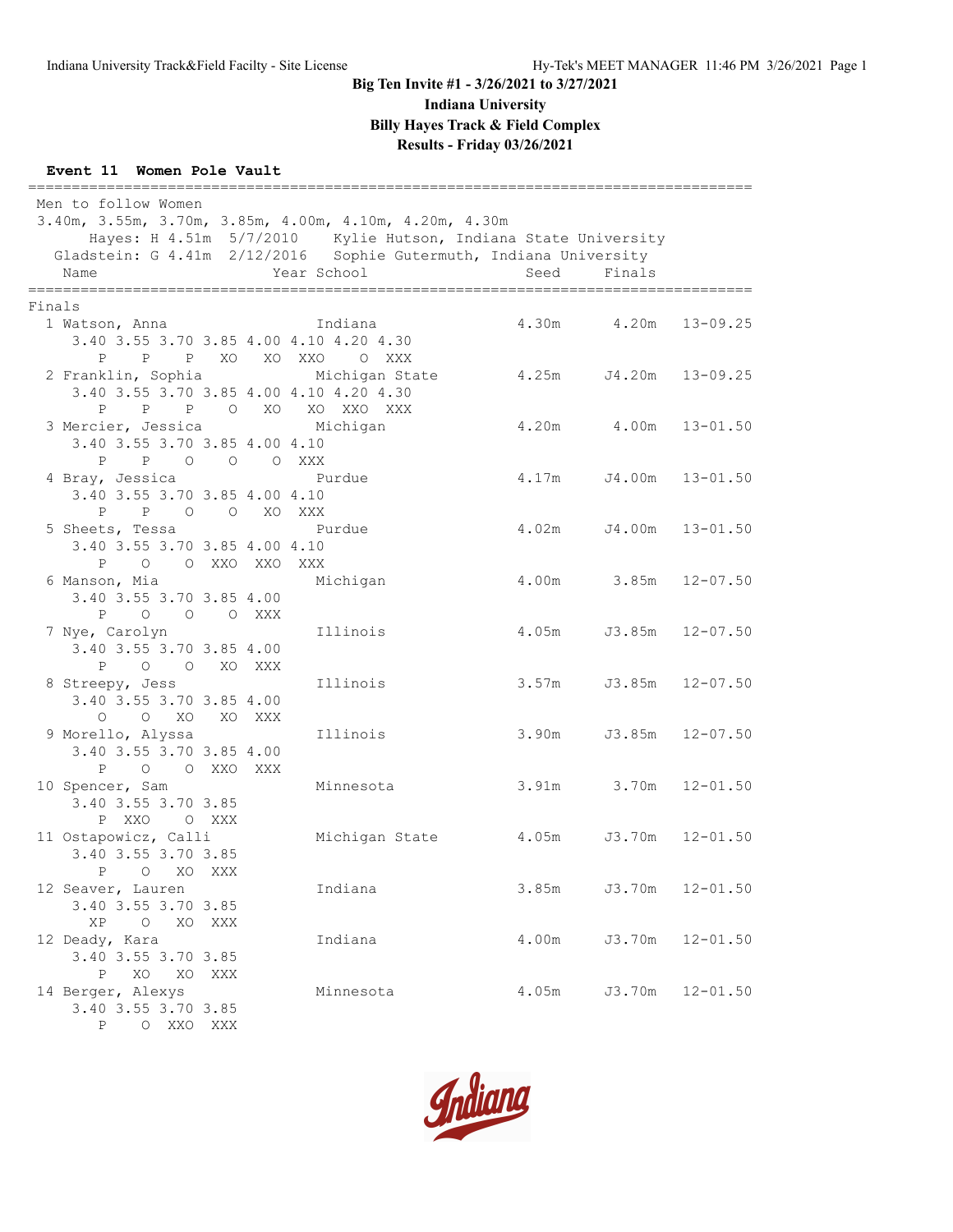# Big Ten Invite #1 - 3/26/2021 to 3/27/2021

## Indiana University

## Billy Hayes Track & Field Complex

## Results - Friday 03/26/2021

### Event 11 Women Pole Vault

```
====================================================================================
 Men to follow Women
 3.40m, 3.55m, 3.70m, 3.85m, 4.00m, 4.10m, 4.20m, 4.30m
       Hayes: H 4.51m  5/7/2010    Kylie Hutson, Indiana State University
   Gladstein: G 4.41m  2/12/2016   Sophie Gutermuth, Indiana University
    Name                    Year School                  Seed     Finals
====================================================================================
Finals
  1 Watson, Anna                 Indiana                4.30m      4.20m   13-09.25
     3.40 3.55 3.70 3.85 4.00 4.10 4.20 4.30
        P    P    P   XO   XO  XXO    O  XXX
  2 Franklin, Sophia             Michigan State         4.25m     J4.20m   13-09.25
     3.40 3.55 3.70 3.85 4.00 4.10 4.20 4.30
        P    P    P    O   XO   XO  XXO  XXX
  3 Mercier, Jessica             Michigan               4.20m      4.00m   13-01.50
     3.40 3.55 3.70 3.85 4.00 4.10
        P    P    O    O    O  XXX
  4 Bray, Jessica                Purdue                 4.17m     J4.00m   13-01.50
     3.40 3.55 3.70 3.85 4.00 4.10
        P    P    O    O   XO  XXX
  5 Sheets, Tessa                Purdue                 4.02m     J4.00m   13-01.50
     3.40 3.55 3.70 3.85 4.00 4.10
        P    O    O  XXO  XXO  XXX
  6 Manson, Mia                  Michigan               4.00m      3.85m   12-07.50
     3.40 3.55 3.70 3.85 4.00
        P    O    O    O  XXX
  7 Nye, Carolyn                 Illinois               4.05m     J3.85m   12-07.50
     3.40 3.55 3.70 3.85 4.00
        P    O    O   XO  XXX
  8 Streepy, Jess                Illinois               3.57m     J3.85m   12-07.50
     3.40 3.55 3.70 3.85 4.00
        O    O   XO   XO  XXX
  9 Morello, Alyssa              Illinois               3.90m     J3.85m   12-07.50
     3.40 3.55 3.70 3.85 4.00
        P    O    O  XXO  XXX
 10 Spencer, Sam                 Minnesota              3.91m      3.70m   12-01.50
     3.40 3.55 3.70 3.85
        P  XXO    O  XXX
 11 Ostapowicz, Calli            Michigan State         4.05m     J3.70m   12-01.50
     3.40 3.55 3.70 3.85
        P    O   XO  XXX
 12 Seaver, Lauren               Indiana                3.85m     J3.70m   12-01.50
     3.40 3.55 3.70 3.85
       XP    O   XO  XXX
 12 Deady, Kara                  Indiana                4.00m     J3.70m   12-01.50
     3.40 3.55 3.70 3.85
        P   XO   XO  XXX
 14 Berger, Alexys               Minnesota              4.05m     J3.70m   12-01.50
     3.40 3.55 3.70 3.85
        P    O  XXO  XXX
```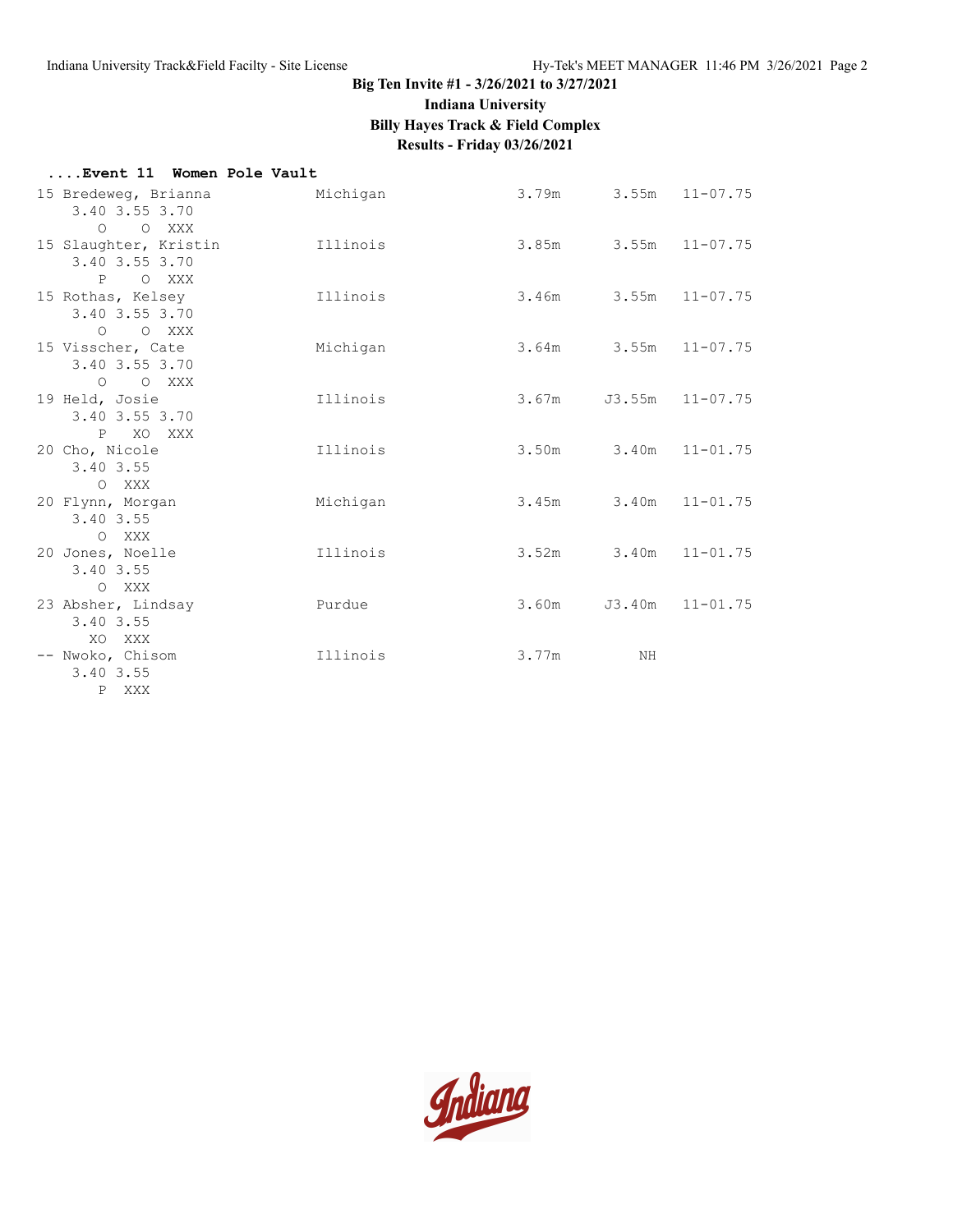**Big Ten Invite #1 - 3/26/2021 to 3/27/2021**

**Indiana University**

**Billy Hayes Track & Field Complex**

**Results - Friday 03/26/2021**

```
....Event 11  Women Pole Vault
 15 Bredeweg, Brianna          Michigan                 3.79m      3.55m   11-07.75
      3.40 3.55 3.70
        O    O  XXX
 15 Slaughter, Kristin         Illinois                 3.85m      3.55m   11-07.75
      3.40 3.55 3.70
        P    O  XXX
 15 Rothas, Kelsey             Illinois                 3.46m      3.55m   11-07.75
      3.40 3.55 3.70
        O    O  XXX
 15 Visscher, Cate             Michigan                 3.64m      3.55m   11-07.75
      3.40 3.55 3.70
        O    O  XXX
 19 Held, Josie                Illinois                 3.67m     J3.55m   11-07.75
      3.40 3.55 3.70
        P   XO  XXX
 20 Cho, Nicole                Illinois                 3.50m      3.40m   11-01.75
      3.40 3.55
        O  XXX
 20 Flynn, Morgan              Michigan                 3.45m      3.40m   11-01.75
      3.40 3.55
        O  XXX
 20 Jones, Noelle              Illinois                 3.52m      3.40m   11-01.75
      3.40 3.55
        O  XXX
 23 Absher, Lindsay            Purdue                   3.60m     J3.40m   11-01.75
      3.40 3.55
       XO  XXX
 -- Nwoko, Chisom              Illinois                 3.77m         NH
      3.40 3.55
        P  XXX
```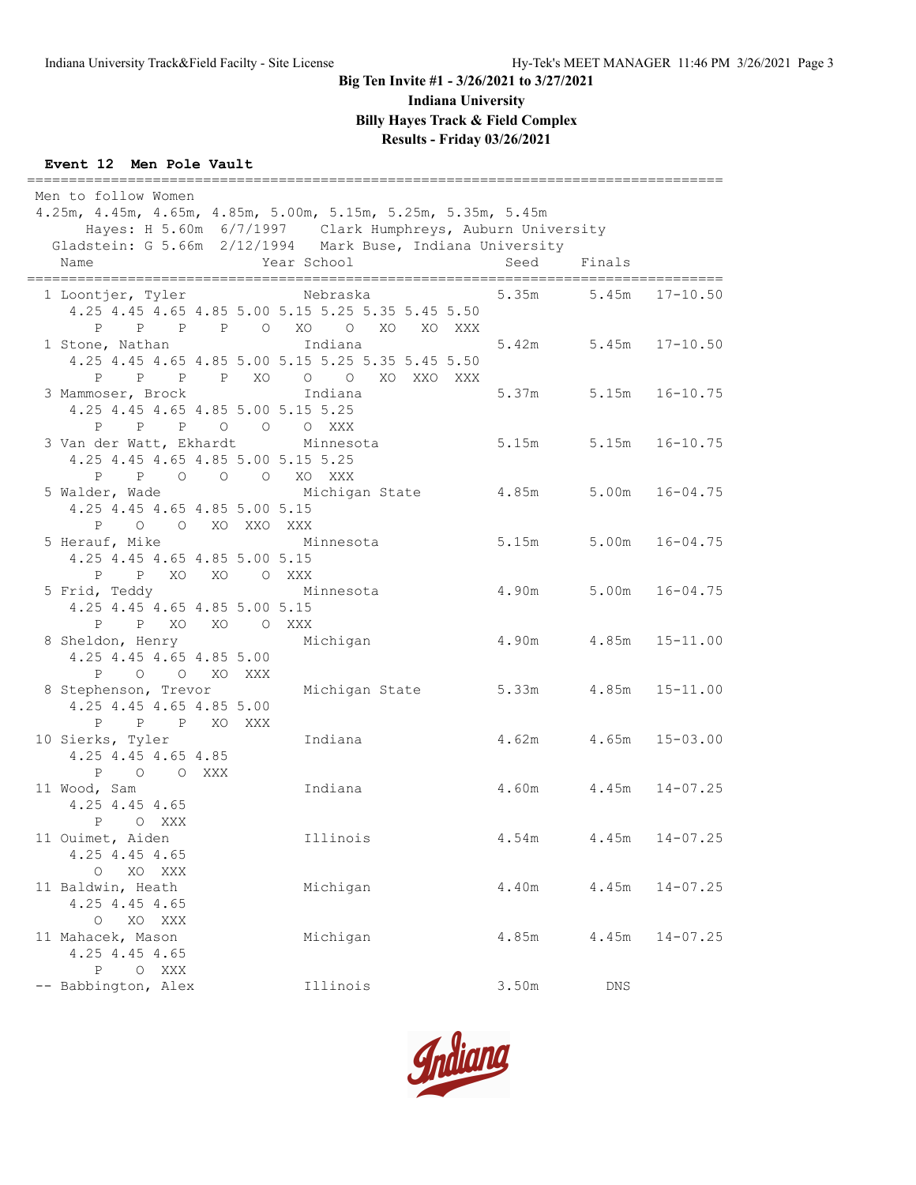**Big Ten Invite #1 - 3/26/2021 to 3/27/2021**

**Indiana University**

**Billy Hayes Track & Field Complex**

**Results - Friday 03/26/2021**

**Event 12 Men Pole Vault**

```
=====================================================================================
 Men to follow Women
 4.25m, 4.45m, 4.65m, 4.85m, 5.00m, 5.15m, 5.25m, 5.35m, 5.45m
      Hayes: H 5.60m  6/7/1997    Clark Humphreys, Auburn University
  Gladstein: G 5.66m  2/12/1994   Mark Buse, Indiana University
   Name                    Year School                  Seed     Finals
=====================================================================================
  1 Loontjer, Tyler             Nebraska                5.35m      5.45m   17-10.50
     4.25 4.45 4.65 4.85 5.00 5.15 5.25 5.35 5.45 5.50
        P    P    P    P    O   XO    O   XO   XO  XXX
  1 Stone, Nathan               Indiana                 5.42m      5.45m   17-10.50
     4.25 4.45 4.65 4.85 5.00 5.15 5.25 5.35 5.45 5.50
        P    P    P    P   XO    O    O   XO  XXO  XXX
  3 Mammoser, Brock             Indiana                 5.37m      5.15m   16-10.75
     4.25 4.45 4.65 4.85 5.00 5.15 5.25
        P    P    P    O    O    O  XXX
  3 Van der Watt, Ekhardt       Minnesota               5.15m      5.15m   16-10.75
     4.25 4.45 4.65 4.85 5.00 5.15 5.25
        P    P    O    O    O   XO  XXX
  5 Walder, Wade                Michigan State          4.85m      5.00m   16-04.75
     4.25 4.45 4.65 4.85 5.00 5.15
        P    O    O   XO  XXO  XXX
  5 Herauf, Mike                Minnesota               5.15m      5.00m   16-04.75
     4.25 4.45 4.65 4.85 5.00 5.15
        P    P   XO   XO    O  XXX
  5 Frid, Teddy                 Minnesota               4.90m      5.00m   16-04.75
     4.25 4.45 4.65 4.85 5.00 5.15
        P    P   XO   XO    O  XXX
  8 Sheldon, Henry              Michigan                4.90m      4.85m   15-11.00
     4.25 4.45 4.65 4.85 5.00
        P    O    O   XO  XXX
  8 Stephenson, Trevor          Michigan State          5.33m      4.85m   15-11.00
     4.25 4.45 4.65 4.85 5.00
        P    P    P   XO  XXX
 10 Sierks, Tyler               Indiana                 4.62m      4.65m   15-03.00
     4.25 4.45 4.65 4.85
        P    O    O  XXX
 11 Wood, Sam                   Indiana                 4.60m      4.45m   14-07.25
     4.25 4.45 4.65
        P    O  XXX
 11 Ouimet, Aiden               Illinois                4.54m      4.45m   14-07.25
     4.25 4.45 4.65
        O   XO  XXX
 11 Baldwin, Heath              Michigan                4.40m      4.45m   14-07.25
     4.25 4.45 4.65
        O   XO  XXX
 11 Mahacek, Mason              Michigan                4.85m      4.45m   14-07.25
     4.25 4.45 4.65
        P    O  XXX
 -- Babbington, Alex            Illinois                3.50m        DNS
```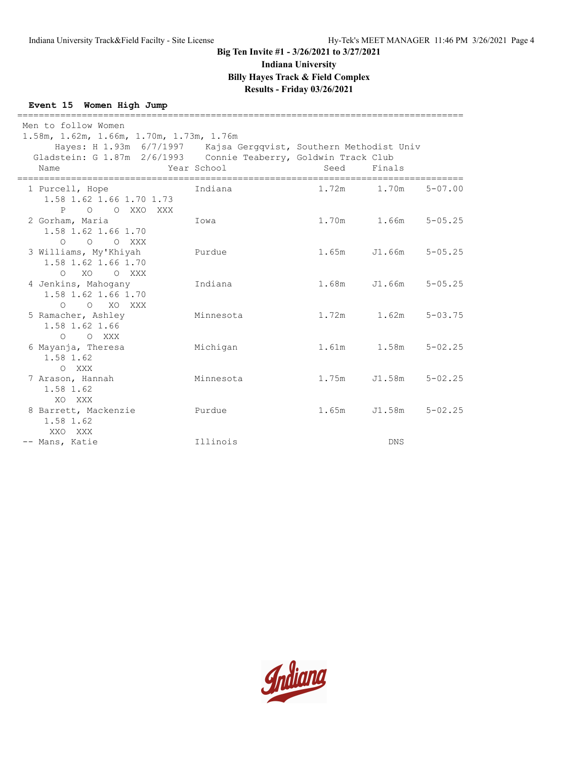**Big Ten Invite #1 - 3/26/2021 to 3/27/2021**

**Indiana University**

**Billy Hayes Track & Field Complex**

**Results - Friday 03/26/2021**

**Event 15 Women High Jump**

```
===================================================================================
Men to follow Women
1.58m, 1.62m, 1.66m, 1.70m, 1.73m, 1.76m
      Hayes: H 1.93m  6/7/1997    Kajsa Gergqvist, Southern Methodist Univ
  Gladstein: G 1.87m  2/6/1993    Connie Teaberry, Goldwin Track Club
    Name                    Year School                  Seed     Finals
===================================================================================
  1 Purcell, Hope                Indiana                1.72m      1.70m    5-07.00
      1.58 1.62 1.66 1.70 1.73
         P    O    O  XXO  XXX
  2 Gorham, Maria                Iowa                   1.70m      1.66m    5-05.25
      1.58 1.62 1.66 1.70
         O    O    O  XXX
  3 Williams, My'Khiyah          Purdue                 1.65m     J1.66m    5-05.25
      1.58 1.62 1.66 1.70
         O   XO    O  XXX
  4 Jenkins, Mahogany            Indiana                1.68m     J1.66m    5-05.25
      1.58 1.62 1.66 1.70
         O    O   XO  XXX
  5 Ramacher, Ashley             Minnesota              1.72m      1.62m    5-03.75
      1.58 1.62 1.66
         O    O  XXX
  6 Mayanja, Theresa             Michigan               1.61m      1.58m    5-02.25
      1.58 1.62
         O  XXX
  7 Arason, Hannah               Minnesota              1.75m     J1.58m    5-02.25
      1.58 1.62
        XO  XXX
  8 Barrett, Mackenzie           Purdue                 1.65m     J1.58m    5-02.25
      1.58 1.62
       XXO  XXX
 -- Mans, Katie                  Illinois                            DNS
```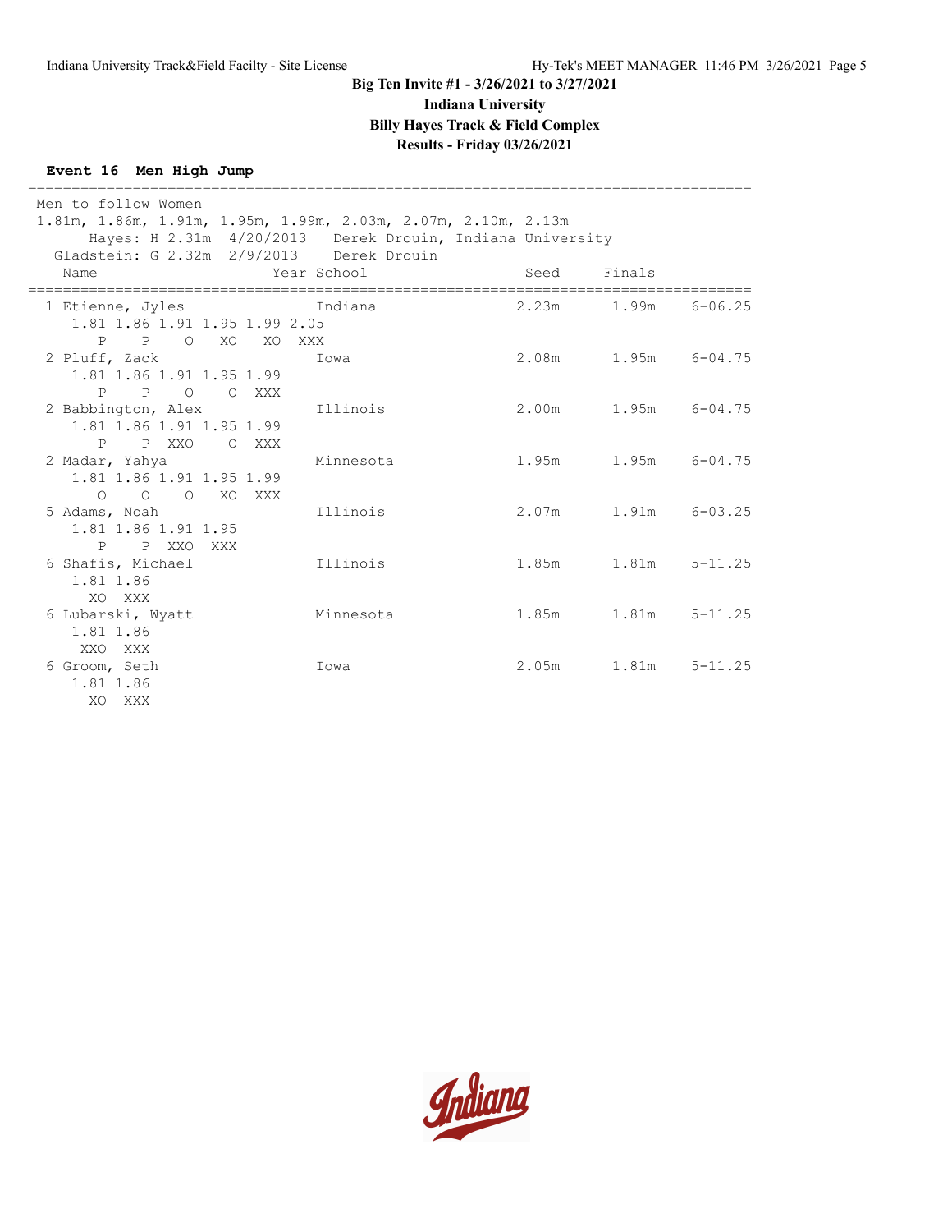# Big Ten Invite #1 - 3/26/2021 to 3/27/2021

## Indiana University

## Billy Hayes Track & Field Complex

## Results - Friday 03/26/2021

### Event 16 Men High Jump

Men to follow Women

1.81m, 1.86m, 1.91m, 1.95m, 1.99m, 2.03m, 2.07m, 2.10m, 2.13m

Hayes: H 2.31m 4/20/2013 Derek Drouin, Indiana University

Gladstein: G 2.32m 2/9/2013 Derek Drouin

| Place | Name | Year | School | Seed | Finals | |
|---|---|---|---|---|---|---|
| 1 | Etienne, Jyles | | Indiana | 2.23m | 1.99m | 6-06.25 |
| | 1.81 P, 1.86 P, 1.91 O, 1.95 XO, 1.99 XO, 2.05 XXX | | | | | |
| 2 | Pluff, Zack | | Iowa | 2.08m | 1.95m | 6-04.75 |
| | 1.81 P, 1.86 P, 1.91 O, 1.95 O, 1.99 XXX | | | | | |
| 2 | Babbington, Alex | | Illinois | 2.00m | 1.95m | 6-04.75 |
| | 1.81 P, 1.86 P, 1.91 XXO, 1.95 O, 1.99 XXX | | | | | |
| 2 | Madar, Yahya | | Minnesota | 1.95m | 1.95m | 6-04.75 |
| | 1.81 O, 1.86 O, 1.91 O, 1.95 XO, 1.99 XXX | | | | | |
| 5 | Adams, Noah | | Illinois | 2.07m | 1.91m | 6-03.25 |
| | 1.81 P, 1.86 P, 1.91 XXO, 1.95 XXX | | | | | |
| 6 | Shafis, Michael | | Illinois | 1.85m | 1.81m | 5-11.25 |
| | 1.81 XO, 1.86 XXX | | | | | |
| 6 | Lubarski, Wyatt | | Minnesota | 1.85m | 1.81m | 5-11.25 |
| | 1.81 XXO, 1.86 XXX | | | | | |
| 6 | Groom, Seth | | Iowa | 2.05m | 1.81m | 5-11.25 |
| | 1.81 XO, 1.86 XXX | | | | | |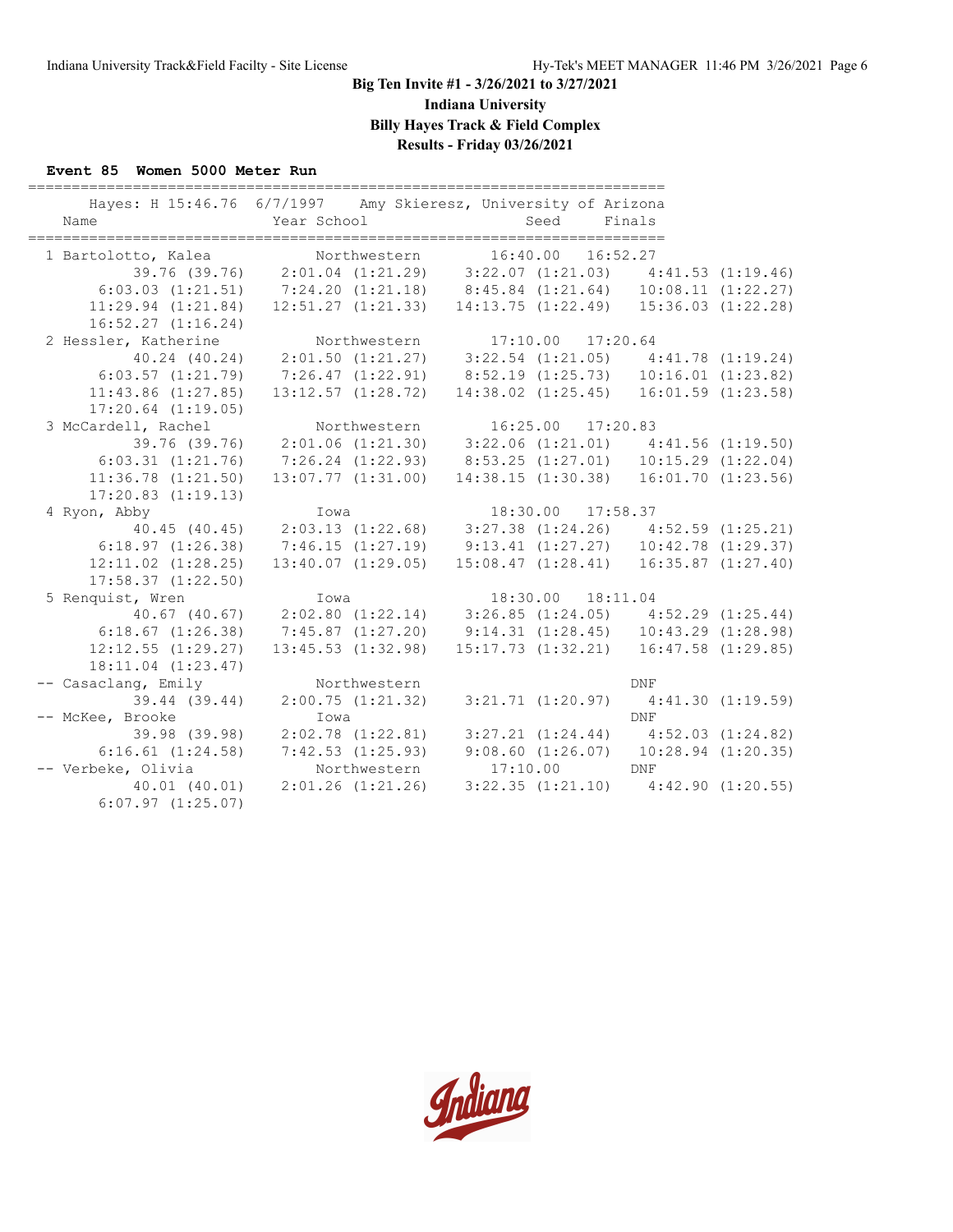**Big Ten Invite #1 - 3/26/2021 to 3/27/2021**
**Indiana University**
**Billy Hayes Track & Field Complex**
**Results - Friday 03/26/2021**

**Event 85 Women 5000 Meter Run**

```
=========================================================================
    Hayes: H 15:46.76  6/7/1997    Amy Skieresz, University of Arizona   
    Name                    Year School                  Seed     Finals 
=========================================================================
  1 Bartolotto, Kalea            Northwestern         16:40.00   16:52.27  
          39.76 (39.76)     2:01.04 (1:21.29)     3:22.07 (1:21.03)     4:41.53 (1:19.46)
        6:03.03 (1:21.51)     7:24.20 (1:21.18)     8:45.84 (1:21.64)    10:08.11 (1:22.27)
       11:29.94 (1:21.84)    12:51.27 (1:21.33)    14:13.75 (1:22.49)    15:36.03 (1:22.28)
       16:52.27 (1:16.24)
  2 Hessler, Katherine           Northwestern         17:10.00   17:20.64  
          40.24 (40.24)     2:01.50 (1:21.27)     3:22.54 (1:21.05)     4:41.78 (1:19.24)
        6:03.57 (1:21.79)     7:26.47 (1:22.91)     8:52.19 (1:25.73)    10:16.01 (1:23.82)
       11:43.86 (1:27.85)    13:12.57 (1:28.72)    14:38.02 (1:25.45)    16:01.59 (1:23.58)
       17:20.64 (1:19.05)
  3 McCardell, Rachel            Northwestern         16:25.00   17:20.83  
          39.76 (39.76)     2:01.06 (1:21.30)     3:22.06 (1:21.01)     4:41.56 (1:19.50)
        6:03.31 (1:21.76)     7:26.24 (1:22.93)     8:53.25 (1:27.01)    10:15.29 (1:22.04)
       11:36.78 (1:21.50)    13:07.77 (1:31.00)    14:38.15 (1:30.38)    16:01.70 (1:23.56)
       17:20.83 (1:19.13)
  4 Ryon, Abby                   Iowa                 18:30.00   17:58.37  
          40.45 (40.45)     2:03.13 (1:22.68)     3:27.38 (1:24.26)     4:52.59 (1:25.21)
        6:18.97 (1:26.38)     7:46.15 (1:27.19)     9:13.41 (1:27.27)    10:42.78 (1:29.37)
       12:11.02 (1:28.25)    13:40.07 (1:29.05)    15:08.47 (1:28.41)    16:35.87 (1:27.40)
       17:58.37 (1:22.50)
  5 Renquist, Wren               Iowa                 18:30.00   18:11.04  
          40.67 (40.67)     2:02.80 (1:22.14)     3:26.85 (1:24.05)     4:52.29 (1:25.44)
        6:18.67 (1:26.38)     7:45.87 (1:27.20)     9:14.31 (1:28.45)    10:43.29 (1:28.98)
       12:12.55 (1:29.27)    13:45.53 (1:32.98)    15:17.73 (1:32.21)    16:47.58 (1:29.85)
       18:11.04 (1:23.47)
 -- Casaclang, Emily             Northwestern                        DNF  
          39.44 (39.44)     2:00.75 (1:21.32)     3:21.71 (1:20.97)     4:41.30 (1:19.59)
 -- McKee, Brooke                Iowa                                DNF  
          39.98 (39.98)     2:02.78 (1:22.81)     3:27.21 (1:24.44)     4:52.03 (1:24.82)
        6:16.61 (1:24.58)     7:42.53 (1:25.93)     9:08.60 (1:26.07)    10:28.94 (1:20.35)
 -- Verbeke, Olivia              Northwestern         17:10.00        DNF  
          40.01 (40.01)     2:01.26 (1:21.26)     3:22.35 (1:21.10)     4:42.90 (1:20.55)
        6:07.97 (1:25.07)
```